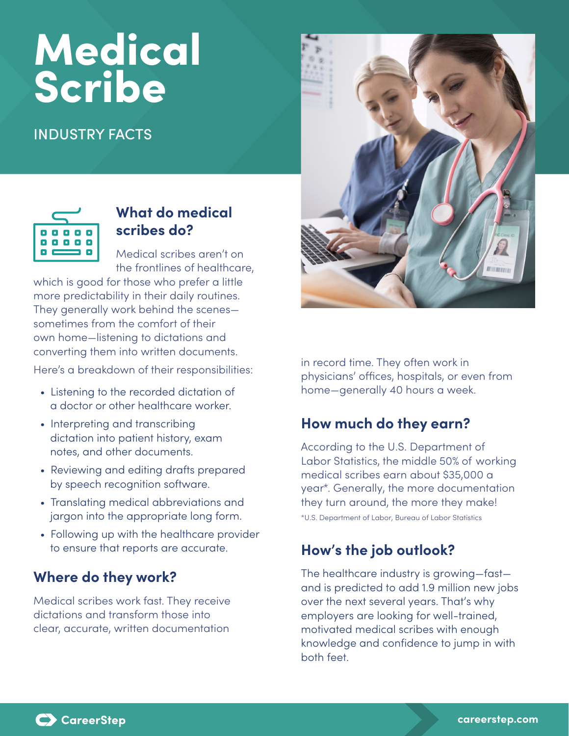# Medical Scribe

INDUSTRY FACTS

## What do medical scribes do?

Medical scribes aren't on the frontlines of healthcare, which is good for those who prefer a little more predictability in their daily routines. They generally work behind the scenes—sometimes from the comfort of their own home—listening to dictations and converting them into written documents.

Here's a breakdown of their responsibilities:

- Listening to the recorded dictation of a doctor or other healthcare worker.
- Interpreting and transcribing dictation into patient history, exam notes, and other documents.
- Reviewing and editing drafts prepared by speech recognition software.
- Translating medical abbreviations and jargon into the appropriate long form.
- Following up with the healthcare provider to ensure that reports are accurate.

## Where do they work?

Medical scribes work fast. They receive dictations and transform those into clear, accurate, written documentation in record time. They often work in physicians' offices, hospitals, or even from home—generally 40 hours a week.

## How much do they earn?

According to the U.S. Department of Labor Statistics, the middle 50% of working medical scribes earn about $35,000 a year*. Generally, the more documentation they turn around, the more they make!

*U.S. Department of Labor, Bureau of Labor Statistics

## How's the job outlook?

The healthcare industry is growing—fast—and is predicted to add 1.9 million new jobs over the next several years. That's why employers are looking for well-trained, motivated medical scribes with enough knowledge and confidence to jump in with both feet.

CareerStep

careerstep.com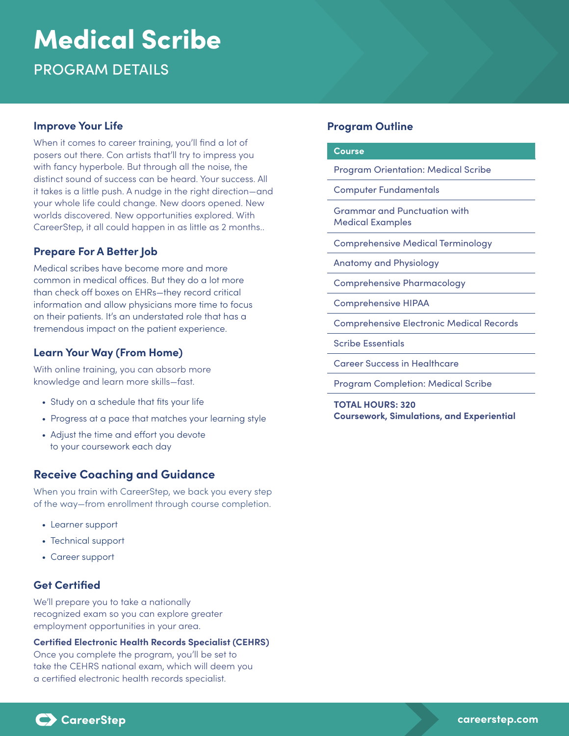# Medical Scribe

PROGRAM DETAILS

## Improve Your Life

When it comes to career training, you'll find a lot of posers out there. Con artists that'll try to impress you with fancy hyperbole. But through all the noise, the distinct sound of success can be heard. Your success. All it takes is a little push. A nudge in the right direction—and your whole life could change. New doors opened. New worlds discovered. New opportunities explored. With CareerStep, it all could happen in as little as 2 months..

## Prepare For A Better Job

Medical scribes have become more and more common in medical offices. But they do a lot more than check off boxes on EHRs—they record critical information and allow physicians more time to focus on their patients. It's an understated role that has a tremendous impact on the patient experience.

## Learn Your Way (From Home)

With online training, you can absorb more knowledge and learn more skills—fast.

- Study on a schedule that fits your life
- Progress at a pace that matches your learning style
- Adjust the time and effort you devote to your coursework each day

## Receive Coaching and Guidance

When you train with CareerStep, we back you every step of the way—from enrollment through course completion.

- Learner support
- Technical support
- Career support

## Get Certified

We'll prepare you to take a nationally recognized exam so you can explore greater employment opportunities in your area.

**Certified Electronic Health Records Specialist (CEHRS)**
Once you complete the program, you'll be set to take the CEHRS national exam, which will deem you a certified electronic health records specialist.

## Program Outline

| Course |
|---|
| Program Orientation: Medical Scribe |
| Computer Fundamentals |
| Grammar and Punctuation with Medical Examples |
| Comprehensive Medical Terminology |
| Anatomy and Physiology |
| Comprehensive Pharmacology |
| Comprehensive HIPAA |
| Comprehensive Electronic Medical Records |
| Scribe Essentials |
| Career Success in Healthcare |
| Program Completion: Medical Scribe |

**TOTAL HOURS: 320**
**Coursework, Simulations, and Experiential**

CareerStep

careerstep.com